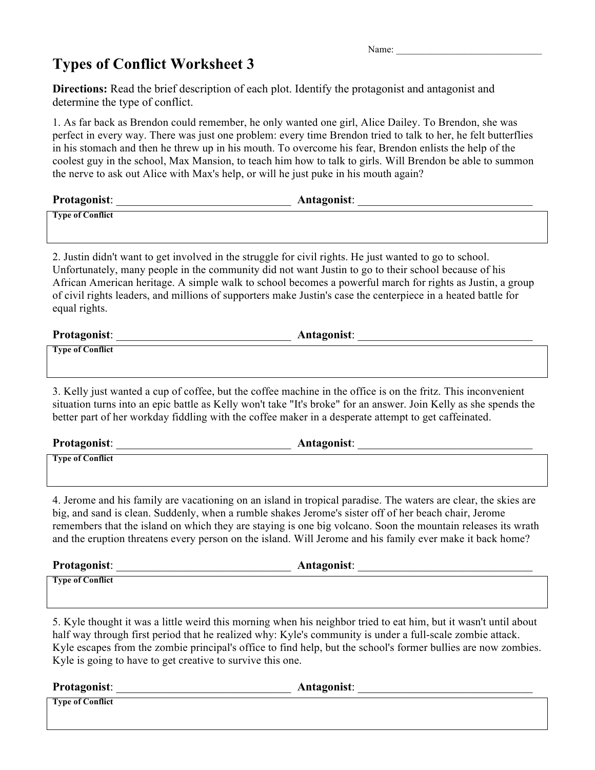Name: ______________________________

# Types of Conflict Worksheet 3

**Directions:** Read the brief description of each plot. Identify the protagonist and antagonist and determine the type of conflict.

1. As far back as Brendon could remember, he only wanted one girl, Alice Dailey. To Brendon, she was perfect in every way. There was just one problem: every time Brendon tried to talk to her, he felt butterflies in his stomach and then he threw up in his mouth. To overcome his fear, Brendon enlists the help of the coolest guy in the school, Max Mansion, to teach him how to talk to girls. Will Brendon be able to summon the nerve to ask out Alice with Max's help, or will he just puke in his mouth again?

**Protagonist**: ______________________________ **Antagonist**: ______________________________

**Type of Conflict**

2. Justin didn't want to get involved in the struggle for civil rights. He just wanted to go to school. Unfortunately, many people in the community did not want Justin to go to their school because of his African American heritage. A simple walk to school becomes a powerful march for rights as Justin, a group of civil rights leaders, and millions of supporters make Justin's case the centerpiece in a heated battle for equal rights.

**Protagonist**: ______________________________ **Antagonist**: ______________________________

**Type of Conflict**

3. Kelly just wanted a cup of coffee, but the coffee machine in the office is on the fritz. This inconvenient situation turns into an epic battle as Kelly won't take "It's broke" for an answer. Join Kelly as she spends the better part of her workday fiddling with the coffee maker in a desperate attempt to get caffeinated.

**Protagonist**: ______________________________ **Antagonist**: ______________________________

**Type of Conflict**

4. Jerome and his family are vacationing on an island in tropical paradise. The waters are clear, the skies are big, and sand is clean. Suddenly, when a rumble shakes Jerome's sister off of her beach chair, Jerome remembers that the island on which they are staying is one big volcano. Soon the mountain releases its wrath and the eruption threatens every person on the island. Will Jerome and his family ever make it back home?

**Protagonist**: ______________________________ **Antagonist**: ______________________________

**Type of Conflict**

5. Kyle thought it was a little weird this morning when his neighbor tried to eat him, but it wasn't until about half way through first period that he realized why: Kyle's community is under a full-scale zombie attack. Kyle escapes from the zombie principal's office to find help, but the school's former bullies are now zombies. Kyle is going to have to get creative to survive this one.

**Protagonist**: ______________________________ **Antagonist**: ______________________________

**Type of Conflict**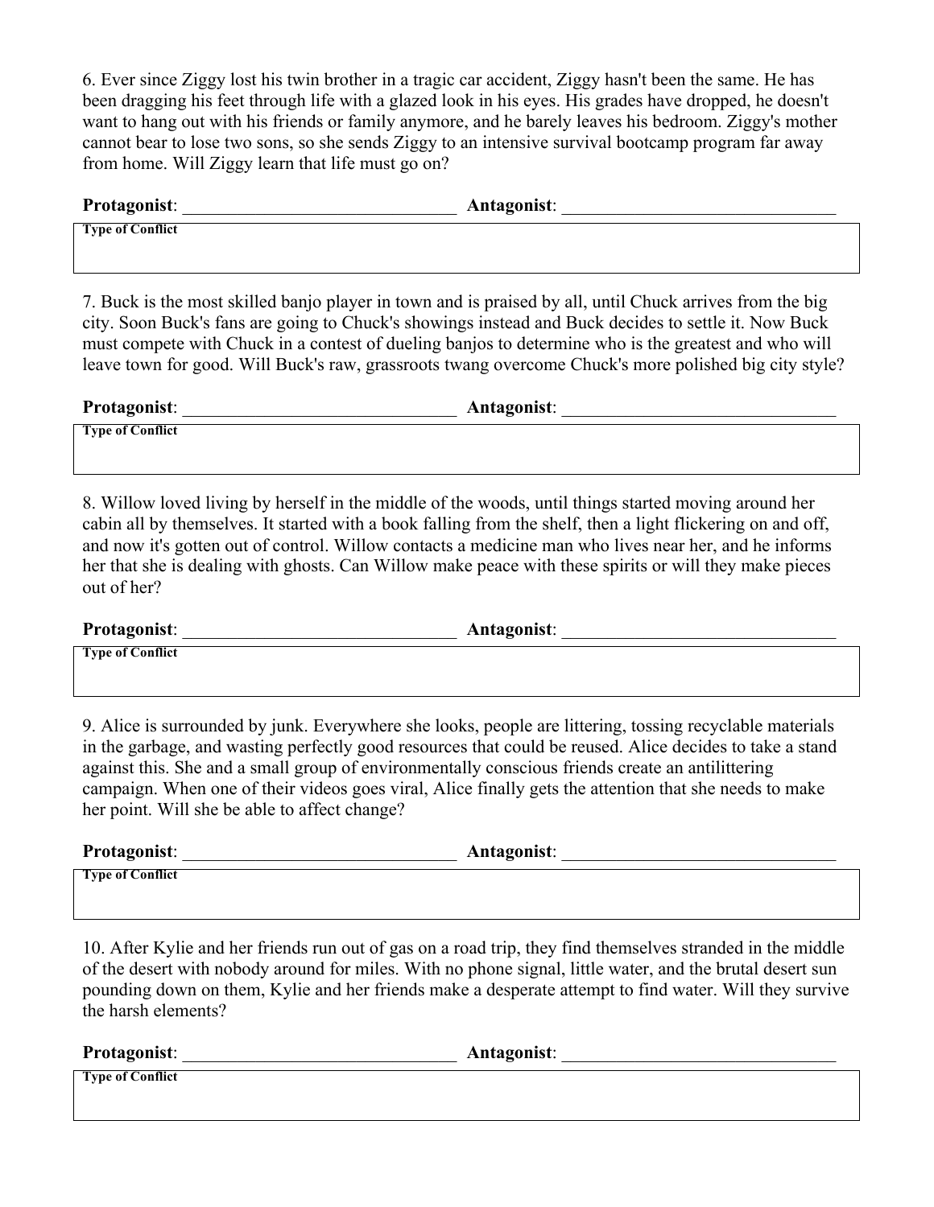6. Ever since Ziggy lost his twin brother in a tragic car accident, Ziggy hasn't been the same. He has been dragging his feet through life with a glazed look in his eyes. His grades have dropped, he doesn't want to hang out with his friends or family anymore, and he barely leaves his bedroom. Ziggy's mother cannot bear to lose two sons, so she sends Ziggy to an intensive survival bootcamp program far away from home. Will Ziggy learn that life must go on?

**Protagonist**: ______________________________ **Antagonist**: ______________________________

| **Type of Conflict** |
| --- |
| |

7. Buck is the most skilled banjo player in town and is praised by all, until Chuck arrives from the big city. Soon Buck's fans are going to Chuck's showings instead and Buck decides to settle it. Now Buck must compete with Chuck in a contest of dueling banjos to determine who is the greatest and who will leave town for good. Will Buck's raw, grassroots twang overcome Chuck's more polished big city style?

**Protagonist**: ______________________________ **Antagonist**: ______________________________

| **Type of Conflict** |
| --- |
| |

8. Willow loved living by herself in the middle of the woods, until things started moving around her cabin all by themselves. It started with a book falling from the shelf, then a light flickering on and off, and now it's gotten out of control. Willow contacts a medicine man who lives near her, and he informs her that she is dealing with ghosts. Can Willow make peace with these spirits or will they make pieces out of her?

**Protagonist**: ______________________________ **Antagonist**: ______________________________

| **Type of Conflict** |
| --- |
| |

9. Alice is surrounded by junk. Everywhere she looks, people are littering, tossing recyclable materials in the garbage, and wasting perfectly good resources that could be reused. Alice decides to take a stand against this. She and a small group of environmentally conscious friends create an antilittering campaign. When one of their videos goes viral, Alice finally gets the attention that she needs to make her point. Will she be able to affect change?

**Protagonist**: ______________________________ **Antagonist**: ______________________________

| **Type of Conflict** |
| --- |
| |

10. After Kylie and her friends run out of gas on a road trip, they find themselves stranded in the middle of the desert with nobody around for miles. With no phone signal, little water, and the brutal desert sun pounding down on them, Kylie and her friends make a desperate attempt to find water. Will they survive the harsh elements?

**Protagonist**: ______________________________ **Antagonist**: ______________________________

| **Type of Conflict** |
| --- |
| |